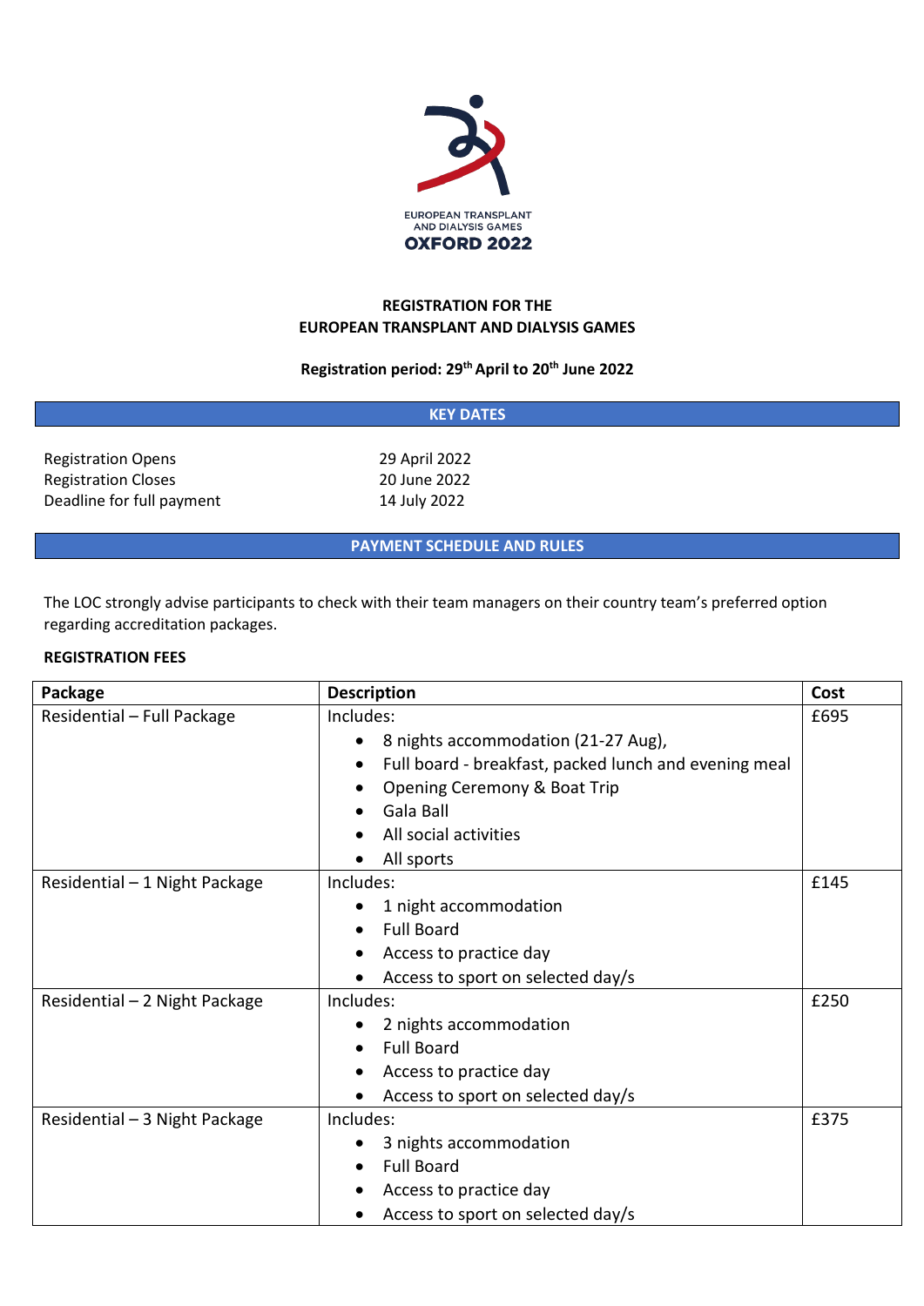EUROPEAN TRANSPLANT AND DIALYSIS GAMES OXFORD 2022

# REGISTRATION FOR THE EUROPEAN TRANSPLANT AND DIALYSIS GAMES

**Registration period: 29th April to 20th June 2022**

## KEY DATES

| | |
|---|---|
| Registration Opens | 29 April 2022 |
| Registration Closes | 20 June 2022 |
| Deadline for full payment | 14 July 2022 |

## PAYMENT SCHEDULE AND RULES

The LOC strongly advise participants to check with their team managers on their country team's preferred option regarding accreditation packages.

**REGISTRATION FEES**

| Package | Description | Cost |
|---|---|---|
| Residential – Full Package | Includes:<br>• 8 nights accommodation (21-27 Aug),<br>• Full board - breakfast, packed lunch and evening meal<br>• Opening Ceremony & Boat Trip<br>• Gala Ball<br>• All social activities<br>• All sports | £695 |
| Residential – 1 Night Package | Includes:<br>• 1 night accommodation<br>• Full Board<br>• Access to practice day<br>• Access to sport on selected day/s | £145 |
| Residential – 2 Night Package | Includes:<br>• 2 nights accommodation<br>• Full Board<br>• Access to practice day<br>• Access to sport on selected day/s | £250 |
| Residential – 3 Night Package | Includes:<br>• 3 nights accommodation<br>• Full Board<br>• Access to practice day<br>• Access to sport on selected day/s | £375 |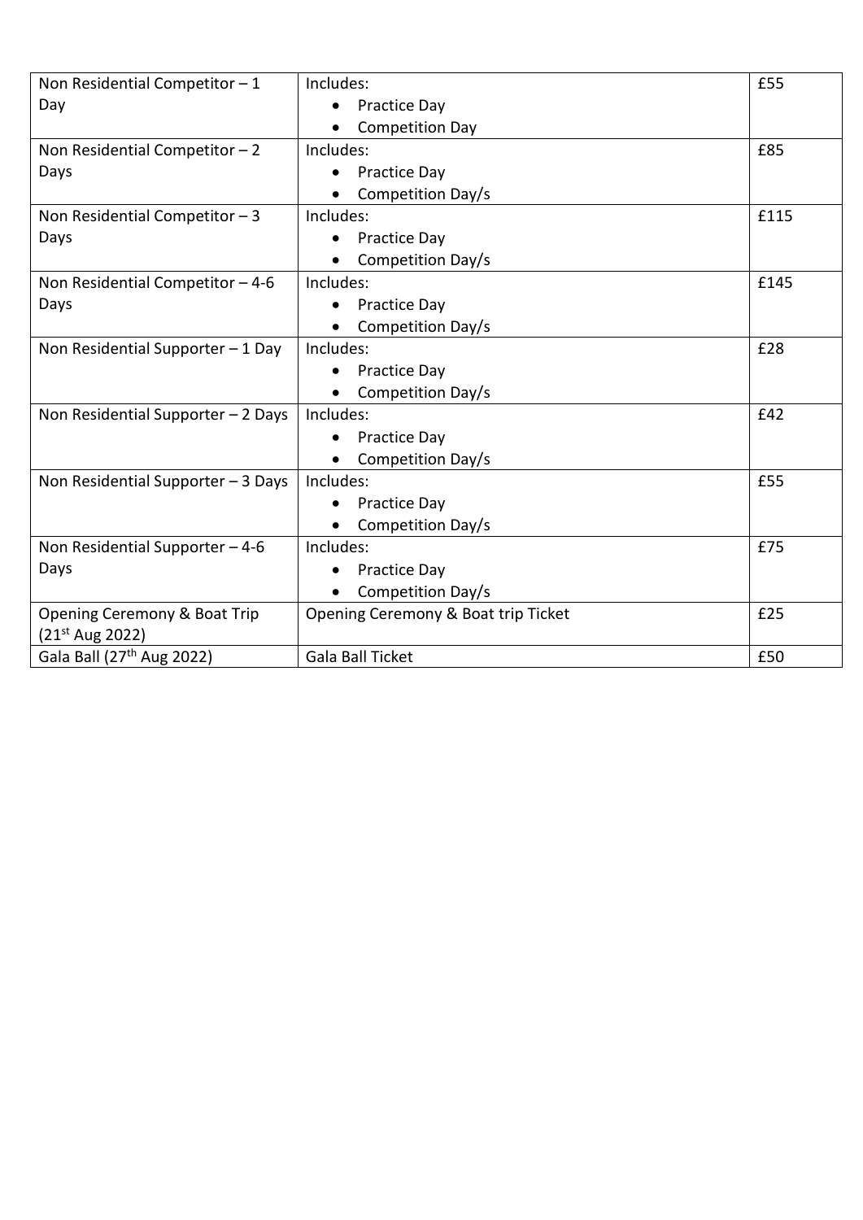| Non Residential Competitor – 1 Day | Includes:<br>• Practice Day<br>• Competition Day | £55 |
|---|---|---|
| Non Residential Competitor – 2 Days | Includes:<br>• Practice Day<br>• Competition Day/s | £85 |
| Non Residential Competitor – 3 Days | Includes:<br>• Practice Day<br>• Competition Day/s | £115 |
| Non Residential Competitor – 4-6 Days | Includes:<br>• Practice Day<br>• Competition Day/s | £145 |
| Non Residential Supporter – 1 Day | Includes:<br>• Practice Day<br>• Competition Day/s | £28 |
| Non Residential Supporter – 2 Days | Includes:<br>• Practice Day<br>• Competition Day/s | £42 |
| Non Residential Supporter – 3 Days | Includes:<br>• Practice Day<br>• Competition Day/s | £55 |
| Non Residential Supporter – 4-6 Days | Includes:<br>• Practice Day<br>• Competition Day/s | £75 |
| Opening Ceremony & Boat Trip (21st Aug 2022) | Opening Ceremony & Boat trip Ticket | £25 |
| Gala Ball (27th Aug 2022) | Gala Ball Ticket | £50 |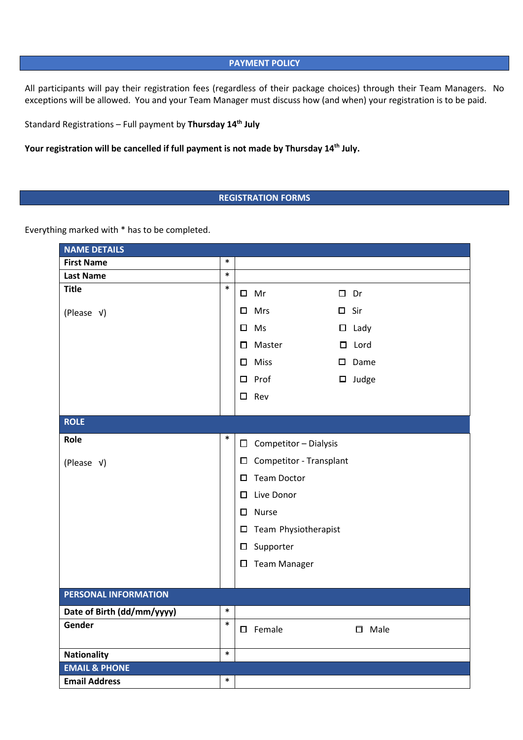## PAYMENT POLICY

All participants will pay their registration fees (regardless of their package choices) through their Team Managers. No exceptions will be allowed. You and your Team Manager must discuss how (and when) your registration is to be paid.

Standard Registrations – Full payment by **Thursday 14th July**

**Your registration will be cancelled if full payment is not made by Thursday 14th July.**

## REGISTRATION FORMS

Everything marked with * has to be completed.

| NAME DETAILS | | |
|---|---|---|
| **First Name** | * | |
| **Last Name** | * | |
| **Title**<br><br>(Please √) | * | ☐ Mr ☐ Dr<br>☐ Mrs ☐ Sir<br>☐ Ms ☐ Lady<br>☐ Master ☐ Lord<br>☐ Miss ☐ Dame<br>☐ Prof ☐ Judge<br>☐ Rev |
| **ROLE** | | |
| **Role**<br><br>(Please √) | * | ☐ Competitor – Dialysis<br>☐ Competitor - Transplant<br>☐ Team Doctor<br>☐ Live Donor<br>☐ Nurse<br>☐ Team Physiotherapist<br>☐ Supporter<br>☐ Team Manager |
| **PERSONAL INFORMATION** | | |
| **Date of Birth (dd/mm/yyyy)** | * | |
| **Gender** | * | ☐ Female ☐ Male |
| **Nationality** | * | |
| **EMAIL & PHONE** | | |
| **Email Address** | * | |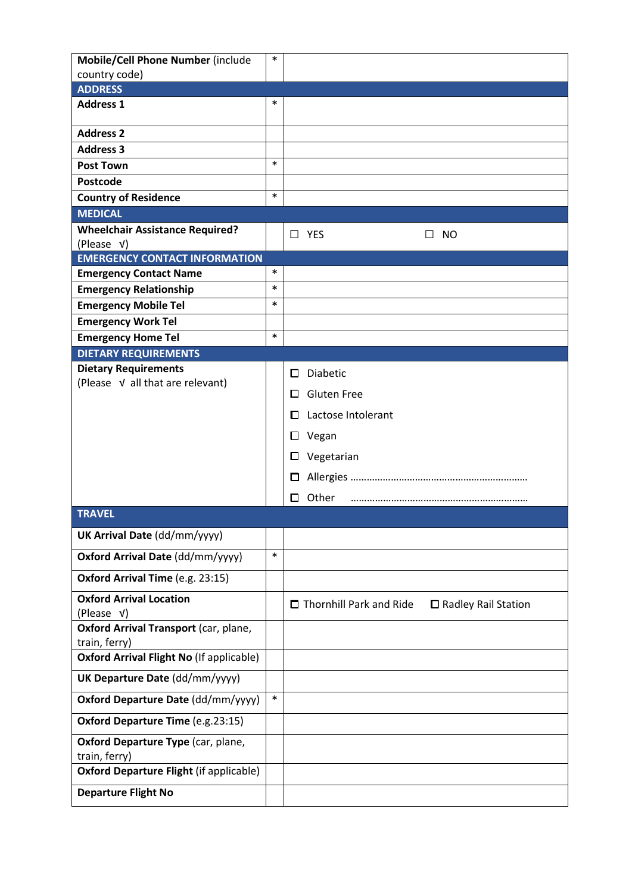| **Mobile/Cell Phone Number** (include country code) | * | |
|---|---|---|
| **ADDRESS** | | |
| **Address 1** | * | |
| **Address 2** | | |
| **Address 3** | | |
| **Post Town** | * | |
| **Postcode** | | |
| **Country of Residence** | * | |
| **MEDICAL** | | |
| **Wheelchair Assistance Required?** (Please √) | | ☐ YES ☐ NO |
| **EMERGENCY CONTACT INFORMATION** | | |
| **Emergency Contact Name** | * | |
| **Emergency Relationship** | * | |
| **Emergency Mobile Tel** | * | |
| **Emergency Work Tel** | | |
| **Emergency Home Tel** | * | |
| **DIETARY REQUIREMENTS** | | |
| **Dietary Requirements** (Please √ all that are relevant) | | ☐ Diabetic<br>☐ Gluten Free<br>☐ Lactose Intolerant<br>☐ Vegan<br>☐ Vegetarian<br>☐ Allergies ……………………………………………………<br>☐ Other …………………………………………………… |
| **TRAVEL** | | |
| **UK Arrival Date** (dd/mm/yyyy) | | |
| **Oxford Arrival Date** (dd/mm/yyyy) | * | |
| **Oxford Arrival Time** (e.g. 23:15) | | |
| **Oxford Arrival Location** (Please √) | | ☐ Thornhill Park and Ride ☐ Radley Rail Station |
| **Oxford Arrival Transport** (car, plane, train, ferry) | | |
| **Oxford Arrival Flight No** (If applicable) | | |
| **UK Departure Date** (dd/mm/yyyy) | | |
| **Oxford Departure Date** (dd/mm/yyyy) | * | |
| **Oxford Departure Time** (e.g.23:15) | | |
| **Oxford Departure Type** (car, plane, train, ferry) | | |
| **Oxford Departure Flight** (if applicable) | | |
| **Departure Flight No** | | |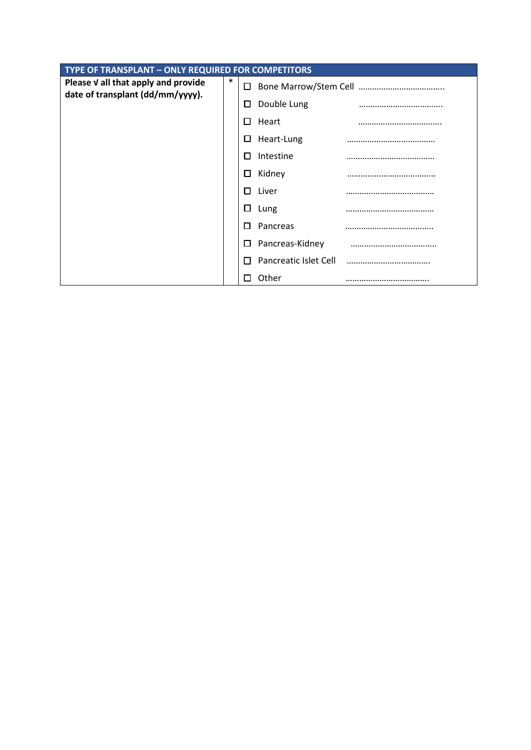| TYPE OF TRANSPLANT – ONLY REQUIRED FOR COMPETITORS | | |
|---|---|---|
| **Please √ all that apply and provide date of transplant (dd/mm/yyyy).** | * | ☐ Bone Marrow/Stem Cell ………………………………..<br>☐ Double Lung ………………………………..<br>☐ Heart ………………………………..<br>☐ Heart-Lung ………………………………..<br>☐ Intestine ………………………………..<br>☐ Kidney ………………………………..<br>☐ Liver ………………………………..<br>☐ Lung ………………………………..<br>☐ Pancreas ………………………………..<br>☐ Pancreas-Kidney ………………………………..<br>☐ Pancreatic Islet Cell ………………………………..<br>☐ Other ……………………………….. |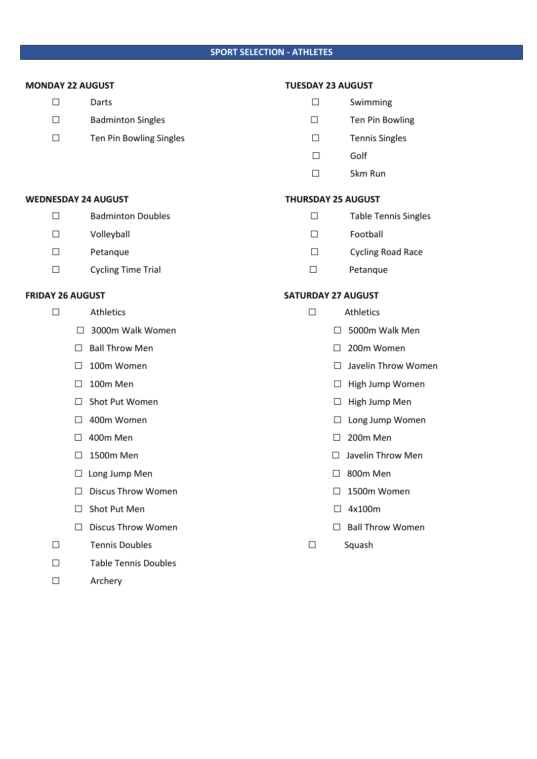## SPORT SELECTION - ATHLETES

### MONDAY 22 AUGUST

- ☐ Darts
- ☐ Badminton Singles
- ☐ Ten Pin Bowling Singles

### TUESDAY 23 AUGUST

- ☐ Swimming
- ☐ Ten Pin Bowling
- ☐ Tennis Singles
- ☐ Golf
- ☐ 5km Run

### WEDNESDAY 24 AUGUST

- ☐ Badminton Doubles
- ☐ Volleyball
- ☐ Petanque
- ☐ Cycling Time Trial

### THURSDAY 25 AUGUST

- ☐ Table Tennis Singles
- ☐ Football
- ☐ Cycling Road Race
- ☐ Petanque

### FRIDAY 26 AUGUST

- ☐ Athletics
  - ☐ 3000m Walk Women
  - ☐ Ball Throw Men
  - ☐ 100m Women
  - ☐ 100m Men
  - ☐ Shot Put Women
  - ☐ 400m Women
  - ☐ 400m Men
  - ☐ 1500m Men
  - ☐ Long Jump Men
  - ☐ Discus Throw Women
  - ☐ Shot Put Men
  - ☐ Discus Throw Women
- ☐ Tennis Doubles
- ☐ Table Tennis Doubles
- ☐ Archery

### SATURDAY 27 AUGUST

- ☐ Athletics
  - ☐ 5000m Walk Men
  - ☐ 200m Women
  - ☐ Javelin Throw Women
  - ☐ High Jump Women
  - ☐ High Jump Men
  - ☐ Long Jump Women
  - ☐ 200m Men
  - ☐ Javelin Throw Men
  - ☐ 800m Men
  - ☐ 1500m Women
  - ☐ 4x100m
  - ☐ Ball Throw Women
- ☐ Squash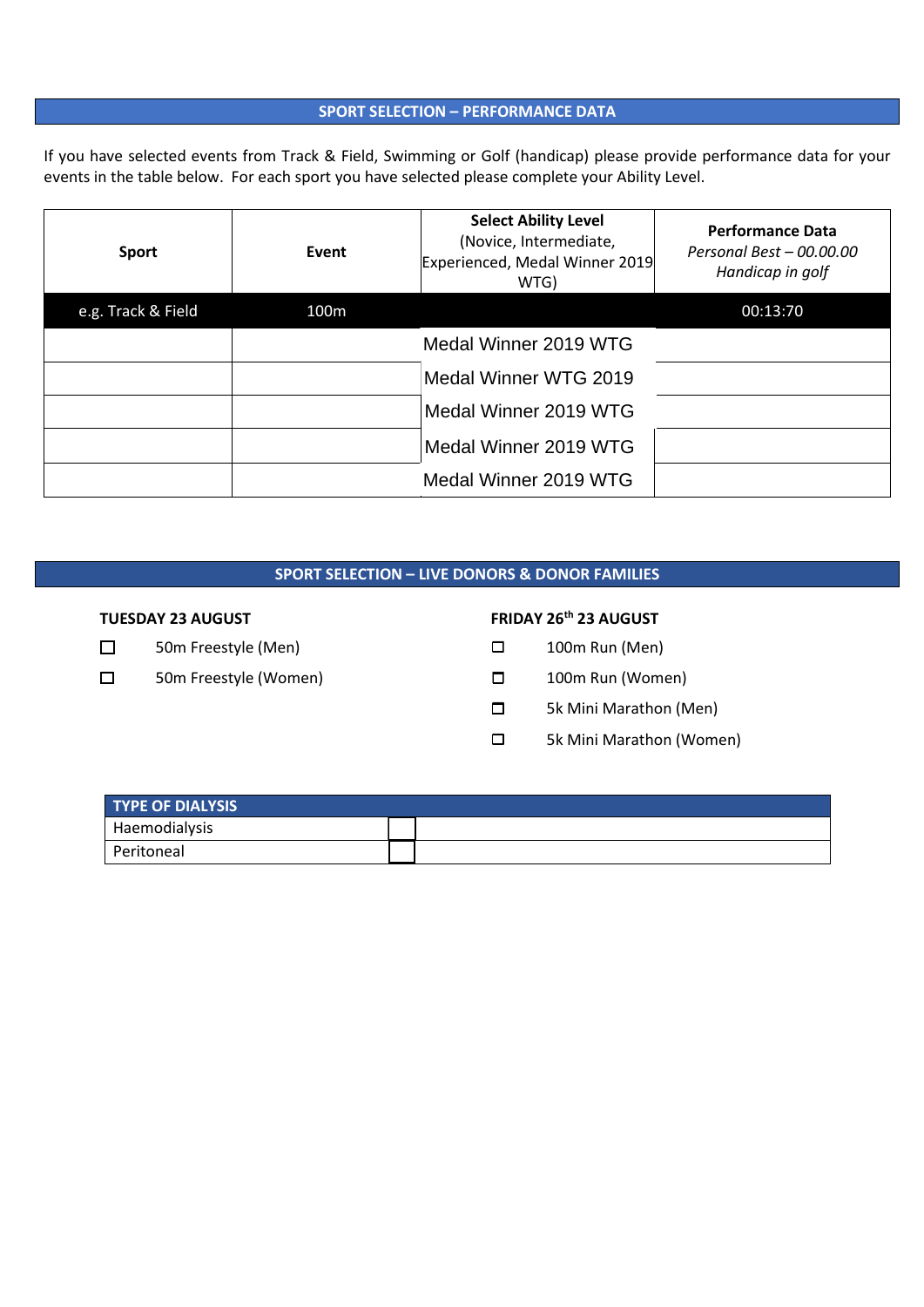## SPORT SELECTION – PERFORMANCE DATA

If you have selected events from Track & Field, Swimming or Golf (handicap) please provide performance data for your events in the table below. For each sport you have selected please complete your Ability Level.

| Sport | Event | **Select Ability Level** (Novice, Intermediate, Experienced, Medal Winner 2019 WTG) | **Performance Data** *Personal Best – 00.00.00* *Handicap in golf* |
|---|---|---|---|
| e.g. Track & Field | 100m | | 00:13:70 |
| | | Medal Winner 2019 WTG | |
| | | Medal Winner WTG 2019 | |
| | | Medal Winner 2019 WTG | |
| | | Medal Winner 2019 WTG | |
| | | Medal Winner 2019 WTG | |

## SPORT SELECTION – LIVE DONORS & DONOR FAMILIES

**TUESDAY 23 AUGUST**

☐ 50m Freestyle (Men)

☐ 50m Freestyle (Women)

**FRIDAY 26th 23 AUGUST**

☐ 100m Run (Men)

☐ 100m Run (Women)

☐ 5k Mini Marathon (Men)

☐ 5k Mini Marathon (Women)

| TYPE OF DIALYSIS | | |
|---|---|---|
| Haemodialysis | ☐ | |
| Peritoneal | ☐ | |